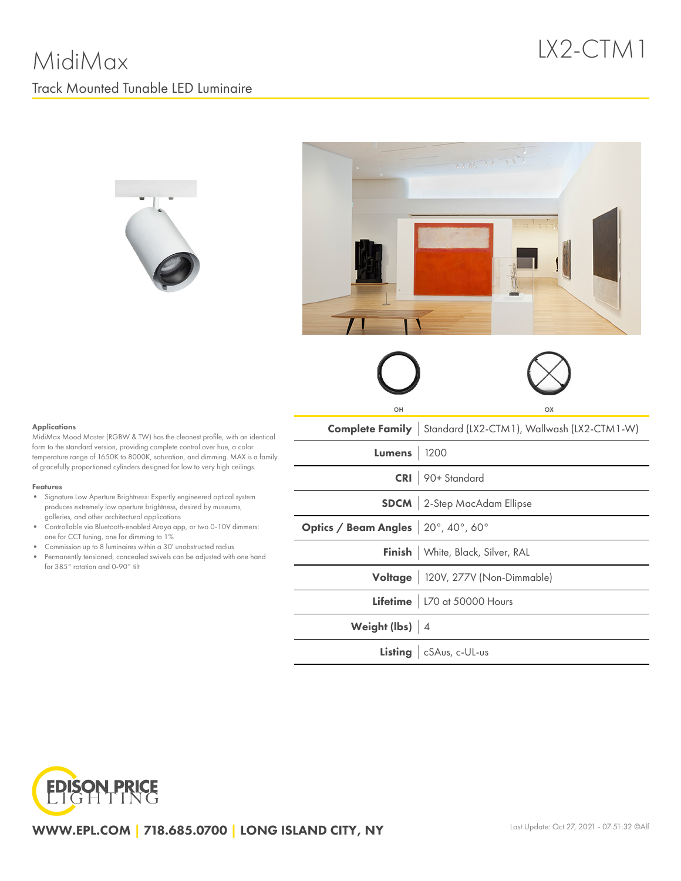# MidiMax

LX2-CTM1

## Track Mounted Tunable LED Luminaire

OH OX

| Complete Family | Standard (LX2-CTM1), Wallwash (LX2-CTM1-W) |
|---|---|
| Lumens | 1200 |
| CRI | 90+ Standard |
| SDCM | 2-Step MacAdam Ellipse |
| Optics / Beam Angles | 20°, 40°, 60° |
| Finish | White, Black, Silver, RAL |
| Voltage | 120V, 277V (Non-Dimmable) |
| Lifetime | L70 at 50000 Hours |
| Weight (lbs) | 4 |
| Listing | cSAus, c-UL-us |

### Applications

MidiMax Mood Master (RGBW & TW) has the cleanest profile, with an identical form to the standard version, providing complete control over hue, a color temperature range of 1650K to 8000K, saturation, and dimming. MAX is a family of gracefully proportioned cylinders designed for low to very high ceilings.

### Features

- Signature Low Aperture Brightness: Expertly engineered optical system produces extremely low aperture brightness, desired by museums, galleries, and other architectural applications
- Controllable via Bluetooth-enabled Araya app, or two 0-10V dimmers: one for CCT tuning, one for dimming to 1%
- Commission up to 8 luminaires within a 30' unobstructed radius
- Permanently tensioned, concealed swivels can be adjusted with one hand for 385° rotation and 0-90° tilt

EDISON PRICE LIGHTING

**WWW.EPL.COM | 718.685.0700 | LONG ISLAND CITY, NY**

Last Update: Oct 27, 2021 - 07:51:32 ©Alf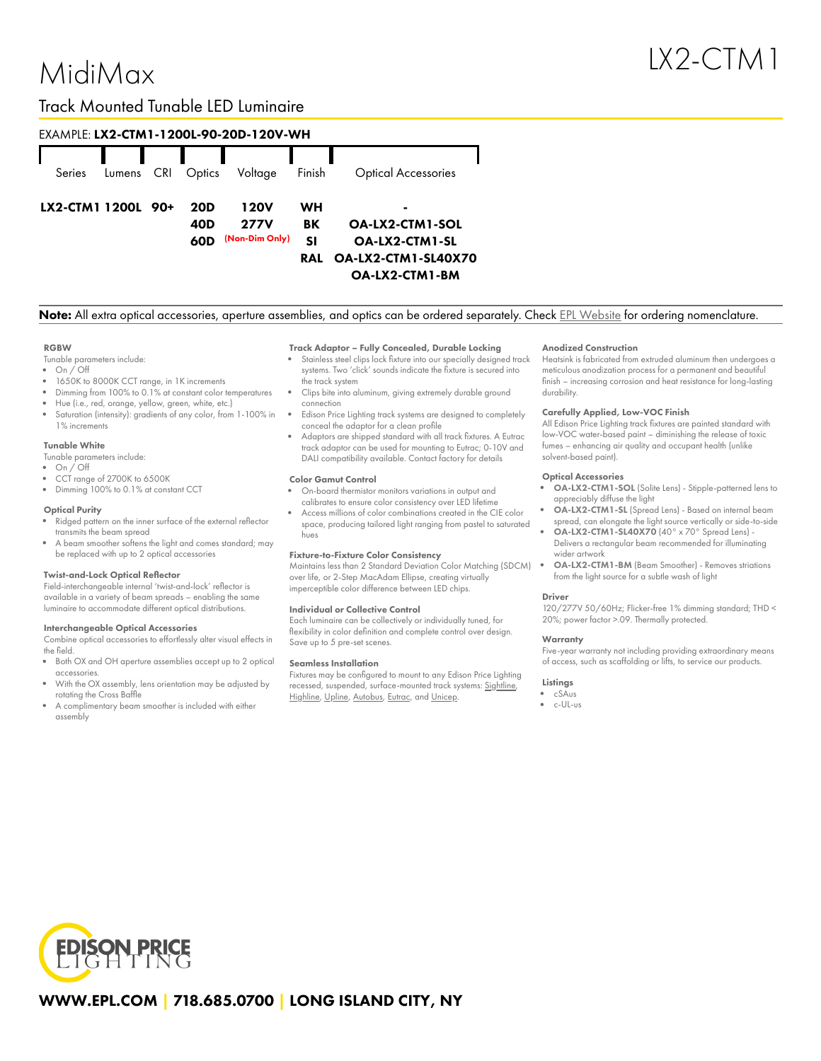# MidiMax

LX2-CTM1

## Track Mounted Tunable LED Luminaire

EXAMPLE: **LX2-CTM1-1200L-90-20D-120V-WH**

| Series | Lumens | CRI | Optics | Voltage | Finish | Optical Accessories |
|---|---|---|---|---|---|---|
| **LX2-CTM1** | **1200L** | **90+** | **20D** | **120V** | **WH** | **-** |
| | | | **40D** | **277V** | **BK** | **OA-LX2-CTM1-SOL** |
| | | | **60D** | **(Non-Dim Only)** | **SI** | **OA-LX2-CTM1-SL** |
| | | | | | **RAL** | **OA-LX2-CTM1-SL40X70** |
| | | | | | | **OA-LX2-CTM1-BM** |

**Note:** All extra optical accessories, aperture assemblies, and optics can be ordered separately. Check EPL Website for ordering nomenclature.

#### RGBW

Tunable parameters include:

- On / Off
- 1650K to 8000K CCT range, in 1K increments
- Dimming from 100% to 0.1% at constant color temperatures
- Hue (i.e., red, orange, yellow, green, white, etc.)
- Saturation (intensity): gradients of any color, from 1-100% in 1% increments

#### Tunable White

Tunable parameters include:

- On / Off
- CCT range of 2700K to 6500K
- Dimming 100% to 0.1% at constant CCT

#### Optical Purity

- Ridged pattern on the inner surface of the external reflector transmits the beam spread
- A beam smoother softens the light and comes standard; may be replaced with up to 2 optical accessories

#### Twist-and-Lock Optical Reflector

Field-interchangeable internal 'twist-and-lock' reflector is available in a variety of beam spreads – enabling the same luminaire to accommodate different optical distributions.

#### Interchangeable Optical Accessories

Combine optical accessories to effortlessly alter visual effects in the field.

- Both OX and OH aperture assemblies accept up to 2 optical accessories.
- With the OX assembly, lens orientation may be adjusted by rotating the Cross Baffle
- A complimentary beam smoother is included with either assembly

#### Track Adaptor – Fully Concealed, Durable Locking

- Stainless steel clips lock fixture into our specially designed track systems. Two 'click' sounds indicate the fixture is secured into the track system
- Clips bite into aluminum, giving extremely durable ground connection
- Edison Price Lighting track systems are designed to completely conceal the adaptor for a clean profile
- Adaptors are shipped standard with all track fixtures. A Eutrac track adaptor can be used for mounting to Eutrac; 0-10V and DALI compatibility available. Contact factory for details

#### Color Gamut Control

- On-board thermistor monitors variations in output and calibrates to ensure color consistency over LED lifetime
- Access millions of color combinations created in the CIE color space, producing tailored light ranging from pastel to saturated hues

#### Fixture-to-Fixture Color Consistency

Maintains less than 2 Standard Deviation Color Matching (SDCM) over life, or 2-Step MacAdam Ellipse, creating virtually imperceptible color difference between LED chips.

#### Individual or Collective Control

Each luminaire can be collectively or individually tuned, for flexibility in color definition and complete control over design. Save up to 5 pre-set scenes.

#### Seamless Installation

Fixtures may be configured to mount to any Edison Price Lighting recessed, suspended, surface-mounted track systems: Sightline, Highline, Upline, Autobus, Eutrac, and Unicep.

#### Anodized Construction

Heatsink is fabricated from extruded aluminum then undergoes a meticulous anodization process for a permanent and beautiful finish – increasing corrosion and heat resistance for long-lasting durability.

#### Carefully Applied, Low-VOC Finish

All Edison Price Lighting track fixtures are painted standard with low-VOC water-based paint – diminishing the release of toxic fumes – enhancing air quality and occupant health (unlike solvent-based paint).

#### Optical Accessories

- **OA-LX2-CTM1-SOL** (Solite Lens) - Stipple-patterned lens to appreciably diffuse the light
- **OA-LX2-CTM1-SL** (Spread Lens) - Based on internal beam spread, can elongate the light source vertically or side-to-side
- **OA-LX2-CTM1-SL40X70** (40° x 70° Spread Lens) - Delivers a rectangular beam recommended for illuminating wider artwork
- **OA-LX2-CTM1-BM** (Beam Smoother) - Removes striations from the light source for a subtle wash of light

#### Driver

120/277V 50/60Hz; Flicker-free 1% dimming standard; THD < 20%; power factor >.09. Thermally protected.

#### Warranty

Five-year warranty not including providing extraordinary means of access, such as scaffolding or lifts, to service our products.

#### Listings

- cSAus
- c-UL-us

EDISON PRICE LIGHTING

**WWW.EPL.COM | 718.685.0700 | LONG ISLAND CITY, NY**